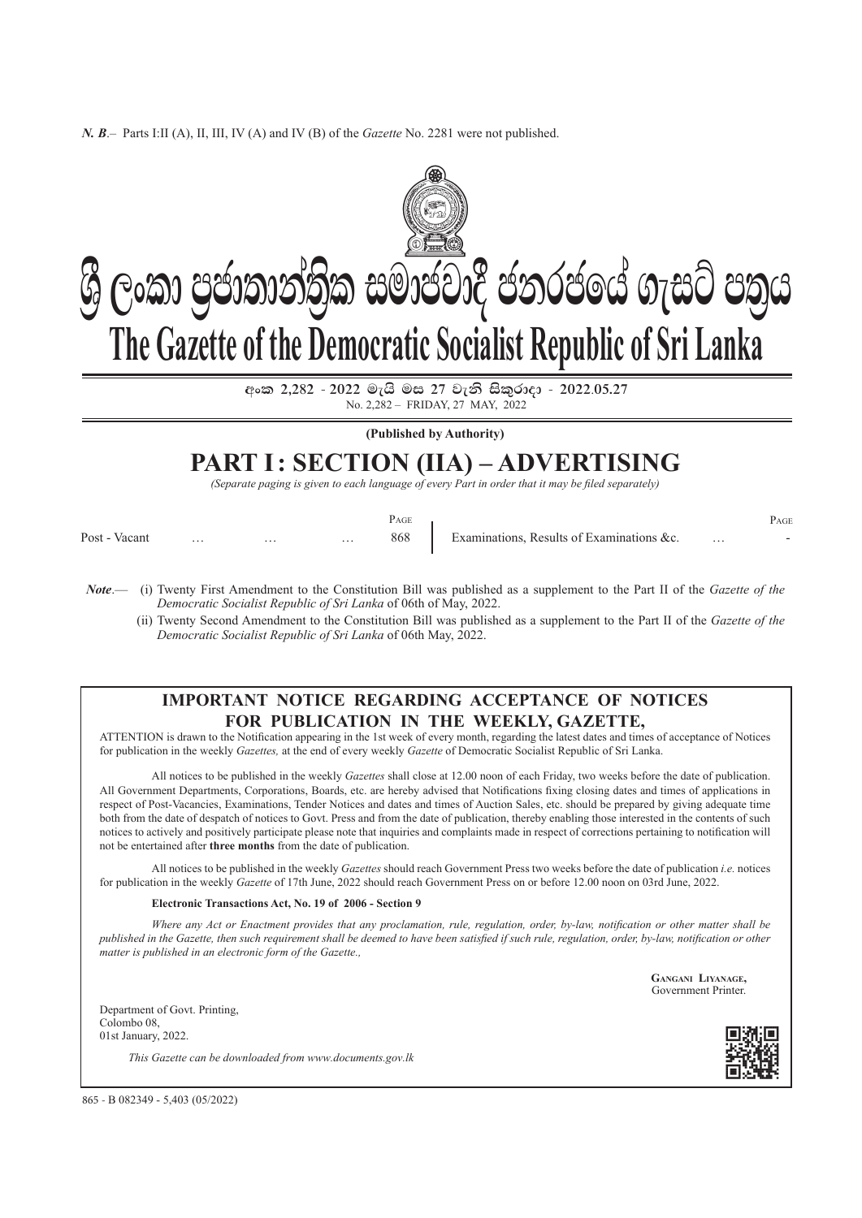*N. B*.– Parts I:II (A), II, III, IV (A) and IV (B) of the *Gazette* No. 2281 were not published.

# ශ්‍රී ලංකා ප්‍රජාතාන්ත්‍රික සමාජවාදී ජනරජයේ ගැසට් පත්‍රය

# The Gazette of the Democratic Socialist Republic of Sri Lanka

අංක 2,282 - 2022 මැයි මස 27 වැනි සිකුරාදා - 2022.05.27

No. 2,282 – FRIDAY, 27 MAY, 2022

**(Published by Authority)**

# PART I : SECTION (IIA) – ADVERTISING

*(Separate paging is given to each language of every Part in order that it may be filed separately)*

| | Page | | Page |
|---|---|---|---|
| Post - Vacant … … … | 868 | Examinations, Results of Examinations &c. … | - |

*Note*.— (i) Twenty First Amendment to the Constitution Bill was published as a supplement to the Part II of the *Gazette of the Democratic Socialist Republic of Sri Lanka* of 06th of May, 2022.

(ii) Twenty Second Amendment to the Constitution Bill was published as a supplement to the Part II of the *Gazette of the Democratic Socialist Republic of Sri Lanka* of 06th May, 2022.

## IMPORTANT NOTICE REGARDING ACCEPTANCE OF NOTICES FOR PUBLICATION IN THE WEEKLY, GAZETTE,

ATTENTION is drawn to the Notification appearing in the 1st week of every month, regarding the latest dates and times of acceptance of Notices for publication in the weekly *Gazettes,* at the end of every weekly *Gazette* of Democratic Socialist Republic of Sri Lanka.

All notices to be published in the weekly *Gazettes* shall close at 12.00 noon of each Friday, two weeks before the date of publication. All Government Departments, Corporations, Boards, etc. are hereby advised that Notifications fixing closing dates and times of applications in respect of Post-Vacancies, Examinations, Tender Notices and dates and times of Auction Sales, etc. should be prepared by giving adequate time both from the date of despatch of notices to Govt. Press and from the date of publication, thereby enabling those interested in the contents of such notices to actively and positively participate please note that inquiries and complaints made in respect of corrections pertaining to notification will not be entertained after **three months** from the date of publication.

All notices to be published in the weekly *Gazettes* should reach Government Press two weeks before the date of publication *i.e.* notices for publication in the weekly *Gazette* of 17th June, 2022 should reach Government Press on or before 12.00 noon on 03rd June, 2022.

**Electronic Transactions Act, No. 19 of 2006 - Section 9**

*Where any Act or Enactment provides that any proclamation, rule, regulation, order, by-law, notification or other matter shall be published in the Gazette, then such requirement shall be deemed to have been satisfied if such rule, regulation, order, by-law, notification or other matter is published in an electronic form of the Gazette.,*

**Gangani Liyanage,**
Government Printer.

Department of Govt. Printing,
Colombo 08,
01st January, 2022.

*This Gazette can be downloaded from www.documents.gov.lk*

865 - B 082349 - 5,403 (05/2022)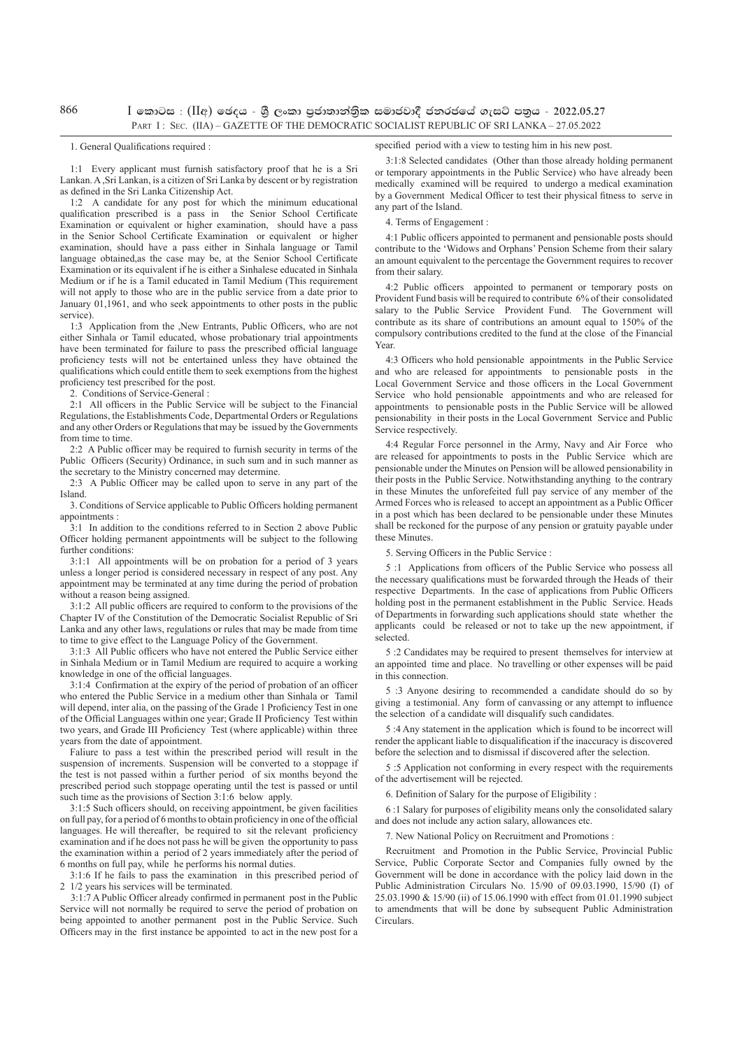1. General Qualifications required :

1:1 Every applicant must furnish satisfactory proof that he is a Sri Lankan. A ,Sri Lankan, is a citizen of Sri Lanka by descent or by registration as defined in the Sri Lanka Citizenship Act.

1:2 A candidate for any post for which the minimum educational qualification prescribed is a pass in the Senior School Certificate Examination or equivalent or higher examination, should have a pass in the Senior School Certificate Examination or equivalent or higher examination, should have a pass either in Sinhala language or Tamil language obtained,as the case may be, at the Senior School Certificate Examination or its equivalent if he is either a Sinhalese educated in Sinhala Medium or if he is a Tamil educated in Tamil Medium (This requirement will not apply to those who are in the public service from a date prior to January 01,1961, and who seek appointments to other posts in the public service).

1:3 Application from the ,New Entrants, Public Officers, who are not either Sinhala or Tamil educated, whose probationary trial appointments have been terminated for failure to pass the prescribed official language proficiency tests will not be entertained unless they have obtained the qualifications which could entitle them to seek exemptions from the highest proficiency test prescribed for the post.

2. Conditions of Service-General :

2:1 All officers in the Public Service will be subject to the Financial Regulations, the Establishments Code, Departmental Orders or Regulations and any other Orders or Regulations that may be issued by the Governments from time to time.

2:2 A Public officer may be required to furnish security in terms of the Public Officers (Security) Ordinance, in such sum and in such manner as the secretary to the Ministry concerned may determine.

2:3 A Public Officer may be called upon to serve in any part of the Island.

3. Conditions of Service applicable to Public Officers holding permanent appointments :

3:1 In addition to the conditions referred to in Section 2 above Public Officer holding permanent appointments will be subject to the following further conditions:

3:1:1 All appointments will be on probation for a period of 3 years unless a longer period is considered necessary in respect of any post. Any appointment may be terminated at any time during the period of probation without a reason being assigned.

3:1:2 All public officers are required to conform to the provisions of the Chapter IV of the Constitution of the Democratic Socialist Republic of Sri Lanka and any other laws, regulations or rules that may be made from time to time to give effect to the Language Policy of the Government.

3:1:3 All Public officers who have not entered the Public Service either in Sinhala Medium or in Tamil Medium are required to acquire a working knowledge in one of the official languages.

3:1:4 Confirmation at the expiry of the period of probation of an officer who entered the Public Service in a medium other than Sinhala or Tamil will depend, inter alia, on the passing of the Grade 1 Proficiency Test in one of the Official Languages within one year; Grade II Proficiency Test within two years, and Grade III Proficiency Test (where applicable) within three years from the date of appointment.

Faliure to pass a test within the prescribed period will result in the suspension of increments. Suspension will be converted to a stoppage if the test is not passed within a further period of six months beyond the prescribed period such stoppage operating until the test is passed or until such time as the provisions of Section 3:1:6 below apply.

3:1:5 Such officers should, on receiving appointment, be given facilities on full pay, for a period of 6 months to obtain proficiency in one of the official languages. He will thereafter, be required to sit the relevant proficiency examination and if he does not pass he will be given the opportunity to pass the examination within a period of 2 years immediately after the period of 6 months on full pay, while he performs his normal duties.

3:1:6 If he fails to pass the examination in this prescribed period of 2 1/2 years his services will be terminated.

3:1:7 A Public Officer already confirmed in permanent post in the Public Service will not normally be required to serve the period of probation on being appointed to another permanent post in the Public Service. Such Officers may in the first instance be appointed to act in the new post for a specified period with a view to testing him in his new post.

3:1:8 Selected candidates (Other than those already holding permanent or temporary appointments in the Public Service) who have already been medically examined will be required to undergo a medical examination by a Government Medical Officer to test their physical fitness to serve in any part of the Island.

4. Terms of Engagement :

4:1 Public officers appointed to permanent and pensionable posts should contribute to the 'Widows and Orphans' Pension Scheme from their salary an amount equivalent to the percentage the Government requires to recover from their salary.

4:2 Public officers appointed to permanent or temporary posts on Provident Fund basis will be required to contribute 6% of their consolidated salary to the Public Service Provident Fund. The Government will contribute as its share of contributions an amount equal to 150% of the compulsory contributions credited to the fund at the close of the Financial Year.

4:3 Officers who hold pensionable appointments in the Public Service and who are released for appointments to pensionable posts in the Local Government Service and those officers in the Local Government Service who hold pensionable appointments and who are released for appointments to pensionable posts in the Public Service will be allowed pensionability in their posts in the Local Government Service and Public Service respectively.

4:4 Regular Force personnel in the Army, Navy and Air Force who are released for appointments to posts in the Public Service which are pensionable under the Minutes on Pension will be allowed pensionability in their posts in the Public Service. Notwithstanding anything to the contrary in these Minutes the unforefeited full pay service of any member of the Armed Forces who is released to accept an appointment as a Public Officer in a post which has been declared to be pensionable under these Minutes shall be reckoned for the purpose of any pension or gratuity payable under these Minutes.

5. Serving Officers in the Public Service :

5 :1 Applications from officers of the Public Service who possess all the necessary qualifications must be forwarded through the Heads of their respective Departments. In the case of applications from Public Officers holding post in the permanent establishment in the Public Service. Heads of Departments in forwarding such applications should state whether the applicants could be released or not to take up the new appointment, if selected.

5 :2 Candidates may be required to present themselves for interview at an appointed time and place. No travelling or other expenses will be paid in this connection.

5 :3 Anyone desiring to recommended a candidate should do so by giving a testimonial. Any form of canvassing or any attempt to influence the selection of a candidate will disqualify such candidates.

5 :4 Any statement in the application which is found to be incorrect will render the applicant liable to disqualification if the inaccuracy is discovered before the selection and to dismissal if discovered after the selection.

5 :5 Application not conforming in every respect with the requirements of the advertisement will be rejected.

6. Definition of Salary for the purpose of Eligibility :

6 :1 Salary for purposes of eligibility means only the consolidated salary and does not include any action salary, allowances etc.

7. New National Policy on Recruitment and Promotions :

Recruitment and Promotion in the Public Service, Provincial Public Service, Public Corporate Sector and Companies fully owned by the Government will be done in accordance with the policy laid down in the Public Administration Circulars No. 15/90 of 09.03.1990, 15/90 (I) of 25.03.1990 & 15/90 (ii) of 15.06.1990 with effect from 01.01.1990 subject to amendments that will be done by subsequent Public Administration Circulars.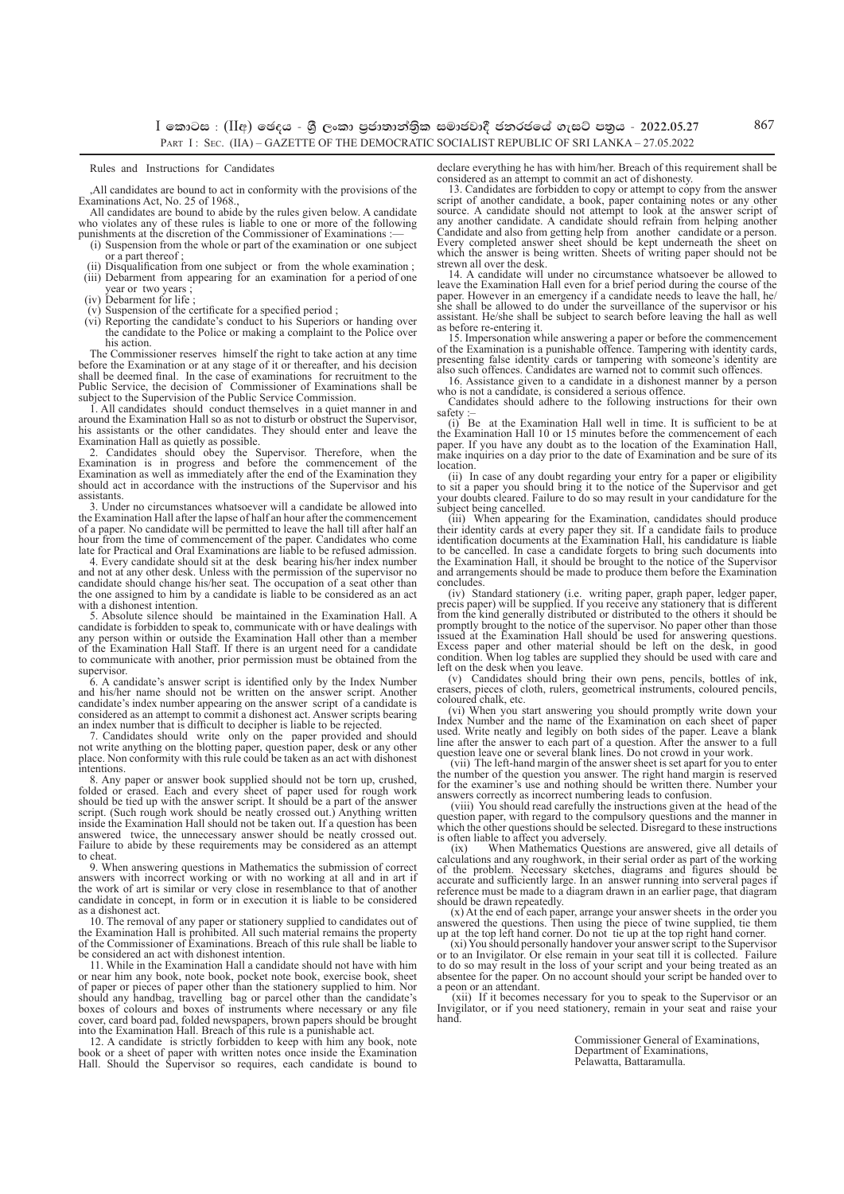Rules and Instructions for Candidates

,All candidates are bound to act in conformity with the provisions of the Examinations Act, No. 25 of 1968.,

All candidates are bound to abide by the rules given below. A candidate who violates any of these rules is liable to one or more of the following punishments at the discretion of the Commissioner of Examinations :—

- (i) Suspension from the whole or part of the examination or one subject or a part thereof ;
- (ii) Disqualification from one subject or from the whole examination ;
- (iii) Debarment from appearing for an examination for a period of one year or two years ;
- (iv) Debarment for life ;
- (v) Suspension of the certificate for a specified period ;
- (vi) Reporting the candidate's conduct to his Superiors or handing over the candidate to the Police or making a complaint to the Police over his action.

The Commissioner reserves himself the right to take action at any time before the Examination or at any stage of it or thereafter, and his decision shall be deemed final. In the case of examinations for recruitment to the Public Service, the decision of Commissioner of Examinations shall be subject to the Supervision of the Public Service Commission.

1. All candidates should conduct themselves in a quiet manner in and around the Examination Hall so as not to disturb or obstruct the Supervisor, his assistants or the other candidates. They should enter and leave the Examination Hall as quietly as possible.

2. Candidates should obey the Supervisor. Therefore, when the Examination is in progress and before the commencement of the Examination as well as immediately after the end of the Examination they should act in accordance with the instructions of the Supervisor and his assistants.

3. Under no circumstances whatsoever will a candidate be allowed into the Examination Hall after the lapse of half an hour after the commencement of a paper. No candidate will be permitted to leave the hall till after half an hour from the time of commencement of the paper. Candidates who come late for Practical and Oral Examinations are liable to be refused admission.

4. Every candidate should sit at the desk bearing his/her index number and not at any other desk. Unless with the permission of the supervisor no candidate should change his/her seat. The occupation of a seat other than the one assigned to him by a candidate is liable to be considered as an act with a dishonest intention.

5. Absolute silence should be maintained in the Examination Hall. A candidate is forbidden to speak to, communicate with or have dealings with any person within or outside the Examination Hall other than a member of the Examination Hall Staff. If there is an urgent need for a candidate to communicate with another, prior permission must be obtained from the supervisor.

6. A candidate's answer script is identified only by the Index Number and his/her name should not be written on the answer script. Another candidate's index number appearing on the answer script of a candidate is considered as an attempt to commit a dishonest act. Answer scripts bearing an index number that is difficult to decipher is liable to be rejected.

7. Candidates should write only on the paper provided and should not write anything on the blotting paper, question paper, desk or any other place. Non conformity with this rule could be taken as an act with dishonest intentions.

8. Any paper or answer book supplied should not be torn up, crushed, folded or erased. Each and every sheet of paper used for rough work should be tied up with the answer script. It should be a part of the answer script. (Such rough work should be neatly crossed out.) Anything written inside the Examination Hall should not be taken out. If a question has been answered twice, the unnecessary answer should be neatly crossed out. Failure to abide by these requirements may be considered as an attempt to cheat.

9. When answering questions in Mathematics the submission of correct answers with incorrect working or with no working at all and in art if the work of art is similar or very close in resemblance to that of another candidate in concept, in form or in execution it is liable to be considered as a dishonest act.

10. The removal of any paper or stationery supplied to candidates out of the Examination Hall is prohibited. All such material remains the property of the Commissioner of Examinations. Breach of this rule shall be liable to be considered an act with dishonest intention.

11. While in the Examination Hall a candidate should not have with him or near him any book, note book, pocket note book, exercise book, sheet of paper or pieces of paper other than the stationery supplied to him. Nor should any handbag, travelling bag or parcel other than the candidate's boxes of colours and boxes of instruments where necessary or any file cover, card board pad, folded newspapers, brown papers should be brought into the Examination Hall. Breach of this rule is a punishable act.

12. A candidate is strictly forbidden to keep with him any book, note book or a sheet of paper with written notes once inside the Examination Hall. Should the Supervisor so requires, each candidate is bound to declare everything he has with him/her. Breach of this requirement shall be considered as an attempt to commit an act of dishonesty.

13. Candidates are forbidden to copy or attempt to copy from the answer script of another candidate, a book, paper containing notes or any other source. A candidate should not attempt to look at the answer script of any another candidate. A candidate should refrain from helping another Candidate and also from getting help from another candidate or a person. Every completed answer sheet should be kept underneath the sheet on which the answer is being written. Sheets of writing paper should not be strewn all over the desk.

14. A candidate will under no circumstance whatsoever be allowed to leave the Examination Hall even for a brief period during the course of the paper. However in an emergency if a candidate needs to leave the hall, he/she shall be allowed to do under the surveillance of the supervisor or his assistant. He/She shall be subject to search before leaving the hall as well as before re-entering it.

15. Impersonation while answering a paper or before the commencement of the Examination is a punishable offence. Tampering with identity cards, presenting false identity cards or tampering with someone's identity are also such offences. Candidates are warned not to commit such offences.

16. Assistance given to a candidate in a dishonest manner by a person who is not a candidate, is considered a serious offence.

Candidates should adhere to the following instructions for their own safety :-

(i) Be at the Examination Hall well in time. It is sufficient to be at the Examination Hall 10 or 15 minutes before the commencement of each paper. If you have any doubt as to the location of the Examination Hall, make inquiries on a day prior to the date of Examination and be sure of its location.

(ii) In case of any doubt regarding your entry for a paper or eligibility to sit a paper you should bring it to the notice of the Supervisor and get your doubts cleared. Failure to do so may result in your candidature for the subject being cancelled.

(iii) When appearing for the Examination, candidates should produce their identity cards at every paper they sit. If a candidate fails to produce identification documents at the Examination Hall, his candidature is liable to be cancelled. In case a candidate forgets to bring such documents into the Examination Hall, it should be brought to the notice of the Supervisor and arrangements should be made to produce them before the Examination concludes.

(iv) Standard stationery (i.e. writing paper, graph paper, ledger paper, precis paper) will be supplied. If you receive any stationery that is different from the kind generally distributed or distributed to the others it should be promptly brought to the notice of the supervisor. No paper other than those issued at the Examination Hall should be used for answering questions. Excess paper and other material should be left on the desk, in good condition. When log tables are supplied they should be used with care and left on the desk when you leave.

(v) Candidates should bring their own pens, pencils, bottles of ink, erasers, pieces of cloth, rulers, geometrical instruments, coloured pencils, coloured chalk, etc.

(vi) When you start answering you should promptly write down your Index Number and the name of the Examination on each sheet of paper used. Write neatly and legibly on both sides of the paper. Leave a blank line after the answer to each part of a question. After the answer to a full question leave one or several blank lines. Do not crowd in your work.

(vii) The left-hand margin of the answer sheet is set apart for you to enter the number of the question you answer. The right hand margin is reserved for the examiner's use and nothing should be written there. Number your answers correctly as incorrect numbering leads to confusion.

(viii) You should read carefully the instructions given at the head of the question paper, with regard to the compulsory questions and the manner in which the other questions should be selected. Disregard to these instructions is often liable to affect you adversely.

(ix) When Mathematics Questions are answered, give all details of calculations and any roughwork, in their serial order as part of the working of the problem. Necessary sketches, diagrams and figures should be accurate and sufficiently large. In an answer running into serveral pages if reference must be made to a diagram drawn in an earlier page, that diagram should be drawn repeatedly.

(x) At the end of each paper, arrange your answer sheets in the order you answered the questions. Then using the piece of twine supplied, tie them up at the top left hand corner. Do not tie up at the top right hand corner.

(xi) You should personally handover your answer script to the Supervisor or to an Invigilator. Or else remain in your seat till it is collected. Failure to do so may result in the loss of your script and your being treated as an absentee for the paper. On no account should your script be handed over to a peon or an attendant.

(xii) If it becomes necessary for you to speak to the Supervisor or an Invigilator, or if you need stationery, remain in your seat and raise your hand.

Commissioner General of Examinations,
Department of Examinations,
Pelawatta, Battaramulla.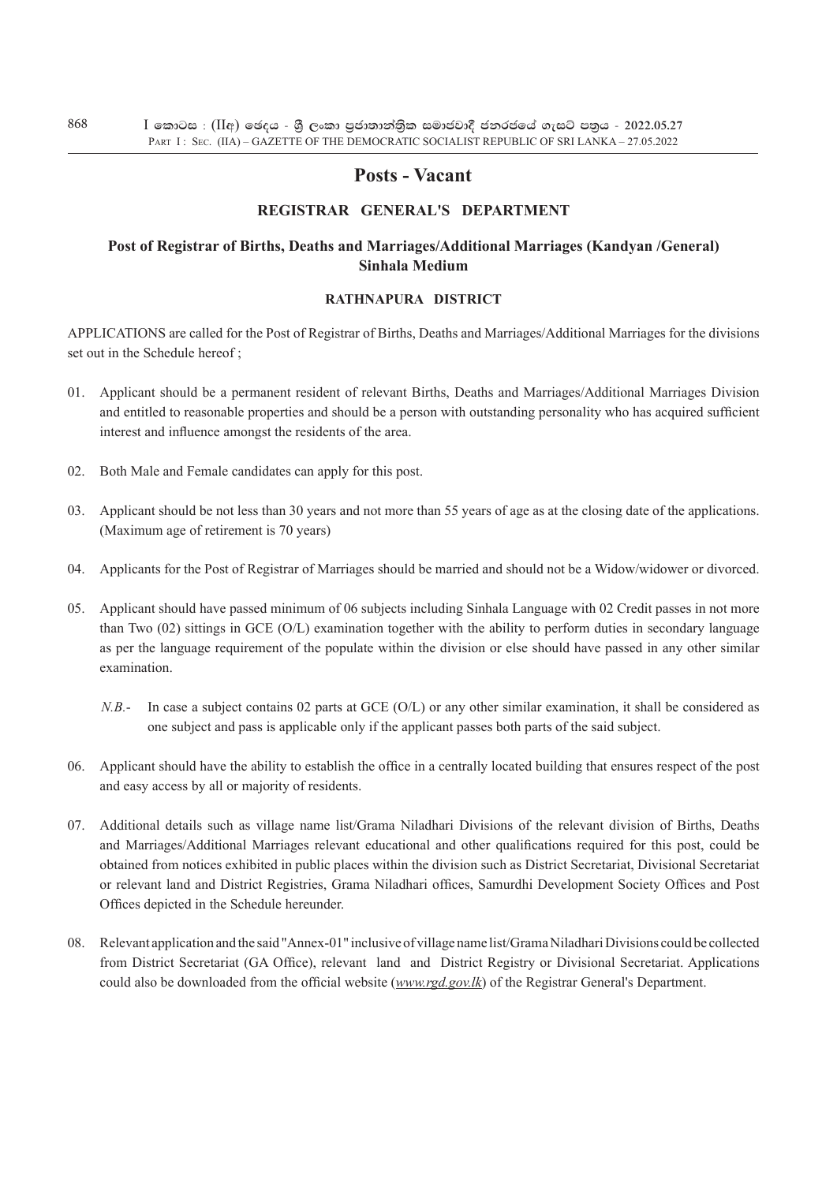# Posts - Vacant

## REGISTRAR GENERAL'S DEPARTMENT

### Post of Registrar of Births, Deaths and Marriages/Additional Marriages (Kandyan /General) Sinhala Medium

#### RATHNAPURA DISTRICT

APPLICATIONS are called for the Post of Registrar of Births, Deaths and Marriages/Additional Marriages for the divisions set out in the Schedule hereof ;

01. Applicant should be a permanent resident of relevant Births, Deaths and Marriages/Additional Marriages Division and entitled to reasonable properties and should be a person with outstanding personality who has acquired sufficient interest and influence amongst the residents of the area.

02. Both Male and Female candidates can apply for this post.

03. Applicant should be not less than 30 years and not more than 55 years of age as at the closing date of the applications. (Maximum age of retirement is 70 years)

04. Applicants for the Post of Registrar of Marriages should be married and should not be a Widow/widower or divorced.

05. Applicant should have passed minimum of 06 subjects including Sinhala Language with 02 Credit passes in not more than Two (02) sittings in GCE (O/L) examination together with the ability to perform duties in secondary language as per the language requirement of the populate within the division or else should have passed in any other similar examination.

    *N.B.*- In case a subject contains 02 parts at GCE (O/L) or any other similar examination, it shall be considered as one subject and pass is applicable only if the applicant passes both parts of the said subject.

06. Applicant should have the ability to establish the office in a centrally located building that ensures respect of the post and easy access by all or majority of residents.

07. Additional details such as village name list/Grama Niladhari Divisions of the relevant division of Births, Deaths and Marriages/Additional Marriages relevant educational and other qualifications required for this post, could be obtained from notices exhibited in public places within the division such as District Secretariat, Divisional Secretariat or relevant land and District Registries, Grama Niladhari offices, Samurdhi Development Society Offices and Post Offices depicted in the Schedule hereunder.

08. Relevant application and the said "Annex-01" inclusive of village name list/Grama Niladhari Divisions could be collected from District Secretariat (GA Office), relevant land and District Registry or Divisional Secretariat. Applications could also be downloaded from the official website (*www.rgd.gov.lk*) of the Registrar General's Department.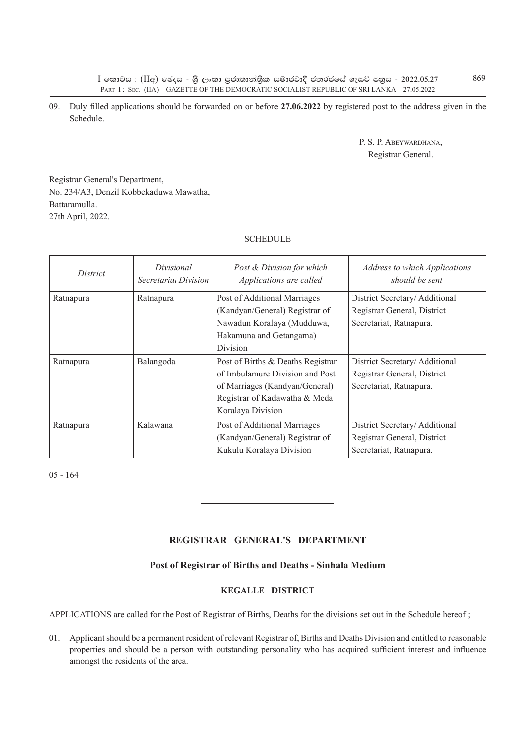09. Duly filled applications should be forwarded on or before **27.06.2022** by registered post to the address given in the Schedule.

P. S. P. Abeywardhana,
Registrar General.

Registrar General's Department,
No. 234/A3, Denzil Kobbekaduwa Mawatha,
Battaramulla.
27th April, 2022.

SCHEDULE

| *District* | *Divisional Secretariat Division* | *Post & Division for which Applications are called* | *Address to which Applications should be sent* |
|---|---|---|---|
| Ratnapura | Ratnapura | Post of Additional Marriages (Kandyan/General) Registrar of Nawadun Koralaya (Mudduwa, Hakamuna and Getangama) Division | District Secretary/ Additional Registrar General, District Secretariat, Ratnapura. |
| Ratnapura | Balangoda | Post of Births & Deaths Registrar of Imbulamure Division and Post of Marriages (Kandyan/General) Registrar of Kadawatha & Meda Koralaya Division | District Secretary/ Additional Registrar General, District Secretariat, Ratnapura. |
| Ratnapura | Kalawana | Post of Additional Marriages (Kandyan/General) Registrar of Kukulu Koralaya Division | District Secretary/ Additional Registrar General, District Secretariat, Ratnapura. |

05 - 164

---

## REGISTRAR GENERAL'S DEPARTMENT

### Post of Registrar of Births and Deaths - Sinhala Medium

#### KEGALLE DISTRICT

APPLICATIONS are called for the Post of Registrar of Births, Deaths for the divisions set out in the Schedule hereof ;

01. Applicant should be a permanent resident of relevant Registrar of, Births and Deaths Division and entitled to reasonable properties and should be a person with outstanding personality who has acquired sufficient interest and influence amongst the residents of the area.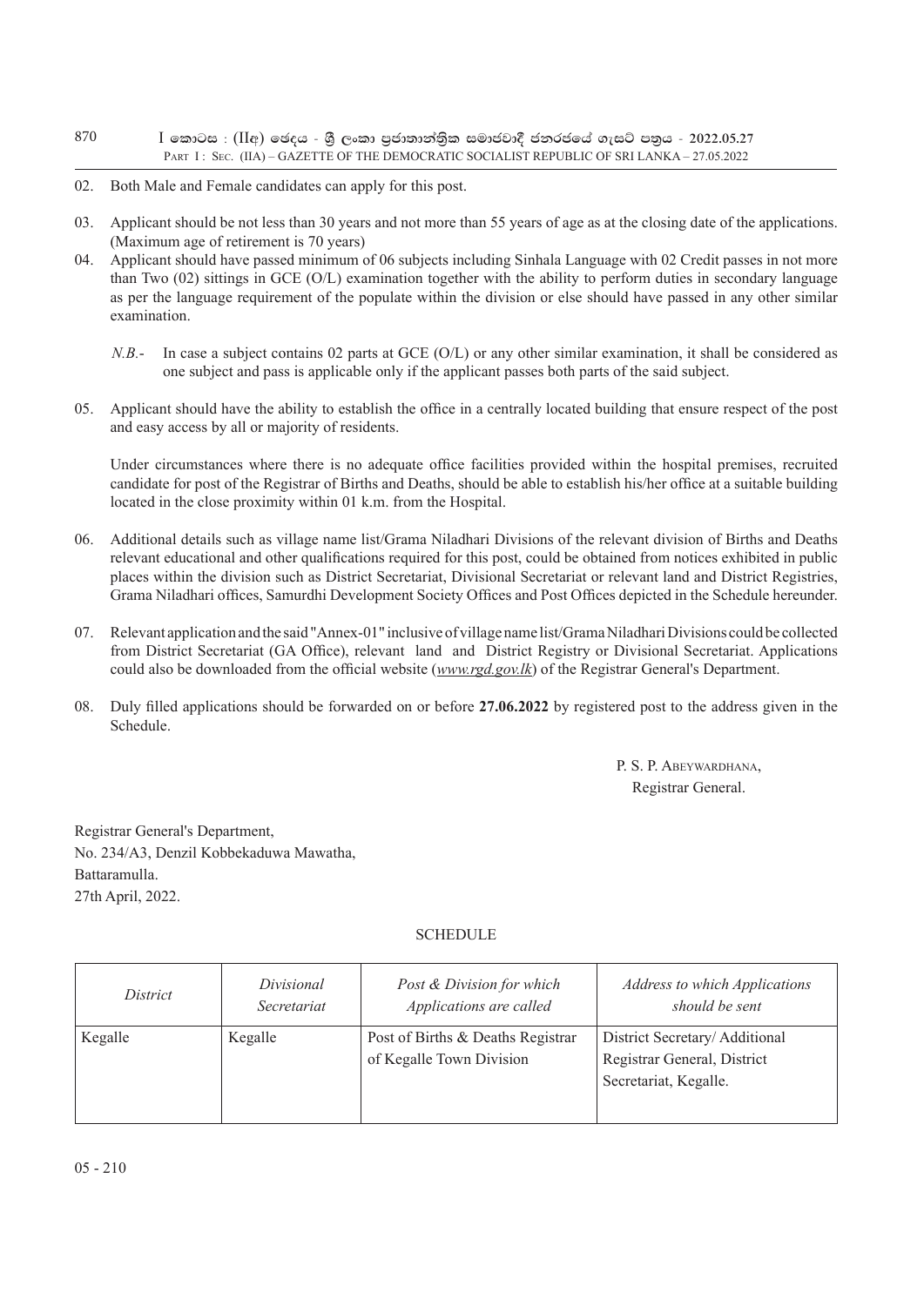02. Both Male and Female candidates can apply for this post.

03. Applicant should be not less than 30 years and not more than 55 years of age as at the closing date of the applications. (Maximum age of retirement is 70 years)

04. Applicant should have passed minimum of 06 subjects including Sinhala Language with 02 Credit passes in not more than Two (02) sittings in GCE (O/L) examination together with the ability to perform duties in secondary language as per the language requirement of the populate within the division or else should have passed in any other similar examination.

    *N.B.*- In case a subject contains 02 parts at GCE (O/L) or any other similar examination, it shall be considered as one subject and pass is applicable only if the applicant passes both parts of the said subject.

05. Applicant should have the ability to establish the office in a centrally located building that ensure respect of the post and easy access by all or majority of residents.

    Under circumstances where there is no adequate office facilities provided within the hospital premises, recruited candidate for post of the Registrar of Births and Deaths, should be able to establish his/her office at a suitable building located in the close proximity within 01 k.m. from the Hospital.

06. Additional details such as village name list/Grama Niladhari Divisions of the relevant division of Births and Deaths relevant educational and other qualifications required for this post, could be obtained from notices exhibited in public places within the division such as District Secretariat, Divisional Secretariat or relevant land and District Registries, Grama Niladhari offices, Samurdhi Development Society Offices and Post Offices depicted in the Schedule hereunder.

07. Relevant application and the said "Annex-01" inclusive of village name list/Grama Niladhari Divisions could be collected from District Secretariat (GA Office), relevant land and District Registry or Divisional Secretariat. Applications could also be downloaded from the official website (*www.rgd.gov.lk*) of the Registrar General's Department.

08. Duly filled applications should be forwarded on or before **27.06.2022** by registered post to the address given in the Schedule.

P. S. P. Abeywardhana,
Registrar General.

Registrar General's Department,
No. 234/A3, Denzil Kobbekaduwa Mawatha,
Battaramulla.
27th April, 2022.

SCHEDULE

| *District* | *Divisional Secretariat* | *Post & Division for which Applications are called* | *Address to which Applications should be sent* |
|---|---|---|---|
| Kegalle | Kegalle | Post of Births & Deaths Registrar of Kegalle Town Division | District Secretary/ Additional Registrar General, District Secretariat, Kegalle. |

05 - 210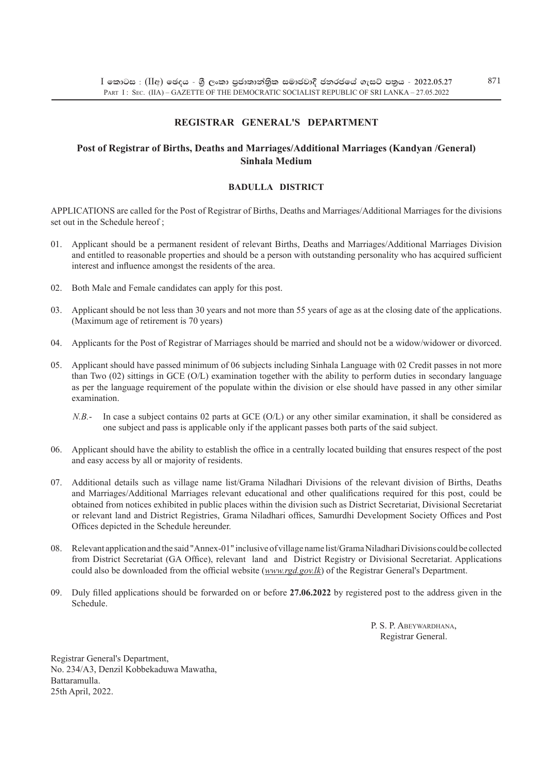## REGISTRAR GENERAL'S DEPARTMENT

### Post of Registrar of Births, Deaths and Marriages/Additional Marriages (Kandyan /General) Sinhala Medium

#### BADULLA DISTRICT

APPLICATIONS are called for the Post of Registrar of Births, Deaths and Marriages/Additional Marriages for the divisions set out in the Schedule hereof ;

01. Applicant should be a permanent resident of relevant Births, Deaths and Marriages/Additional Marriages Division and entitled to reasonable properties and should be a person with outstanding personality who has acquired sufficient interest and influence amongst the residents of the area.

02. Both Male and Female candidates can apply for this post.

03. Applicant should be not less than 30 years and not more than 55 years of age as at the closing date of the applications. (Maximum age of retirement is 70 years)

04. Applicants for the Post of Registrar of Marriages should be married and should not be a widow/widower or divorced.

05. Applicant should have passed minimum of 06 subjects including Sinhala Language with 02 Credit passes in not more than Two (02) sittings in GCE (O/L) examination together with the ability to perform duties in secondary language as per the language requirement of the populate within the division or else should have passed in any other similar examination.

    *N.B.-* In case a subject contains 02 parts at GCE (O/L) or any other similar examination, it shall be considered as one subject and pass is applicable only if the applicant passes both parts of the said subject.

06. Applicant should have the ability to establish the office in a centrally located building that ensures respect of the post and easy access by all or majority of residents.

07. Additional details such as village name list/Grama Niladhari Divisions of the relevant division of Births, Deaths and Marriages/Additional Marriages relevant educational and other qualifications required for this post, could be obtained from notices exhibited in public places within the division such as District Secretariat, Divisional Secretariat or relevant land and District Registries, Grama Niladhari offices, Samurdhi Development Society Offices and Post Offices depicted in the Schedule hereunder.

08. Relevant application and the said "Annex-01" inclusive of village name list/Grama Niladhari Divisions could be collected from District Secretariat (GA Office), relevant land and District Registry or Divisional Secretariat. Applications could also be downloaded from the official website (*www.rgd.gov.lk*) of the Registrar General's Department.

09. Duly filled applications should be forwarded on or before **27.06.2022** by registered post to the address given in the Schedule.

P. S. P. Abeywardhana,
Registrar General.

Registrar General's Department,
No. 234/A3, Denzil Kobbekaduwa Mawatha,
Battaramulla.
25th April, 2022.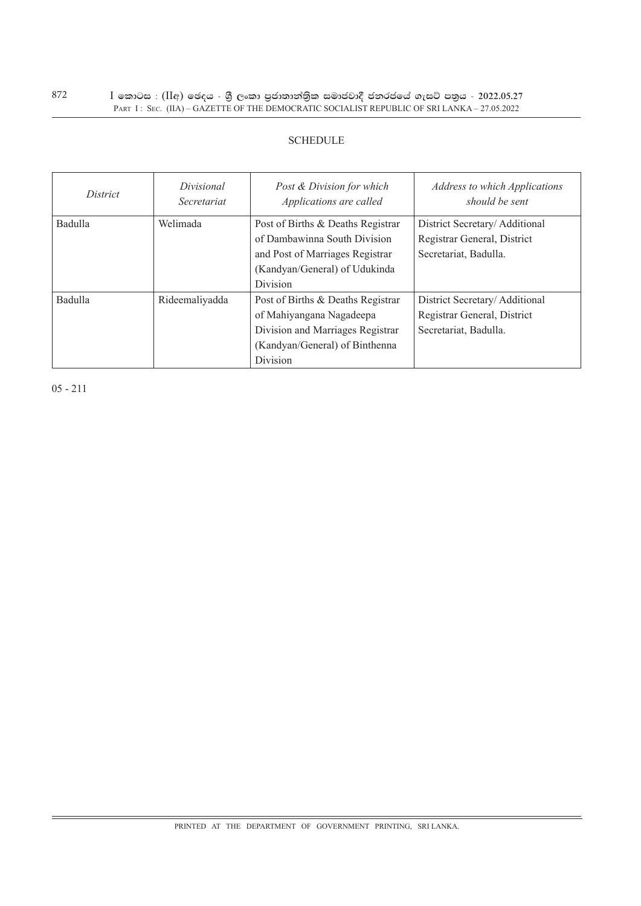SCHEDULE

| *District* | *Divisional Secretariat* | *Post & Division for which Applications are called* | *Address to which Applications should be sent* |
|---|---|---|---|
| Badulla | Welimada | Post of Births & Deaths Registrar of Dambawinna South Division and Post of Marriages Registrar (Kandyan/General) of Udukinda Division | District Secretary/ Additional Registrar General, District Secretariat, Badulla. |
| Badulla | Rideemaliyadda | Post of Births & Deaths Registrar of Mahiyangana Nagadeepa Division and Marriages Registrar (Kandyan/General) of Binthenna Division | District Secretary/ Additional Registrar General, District Secretariat, Badulla. |

05 - 211

PRINTED AT THE DEPARTMENT OF GOVERNMENT PRINTING, SRI LANKA.